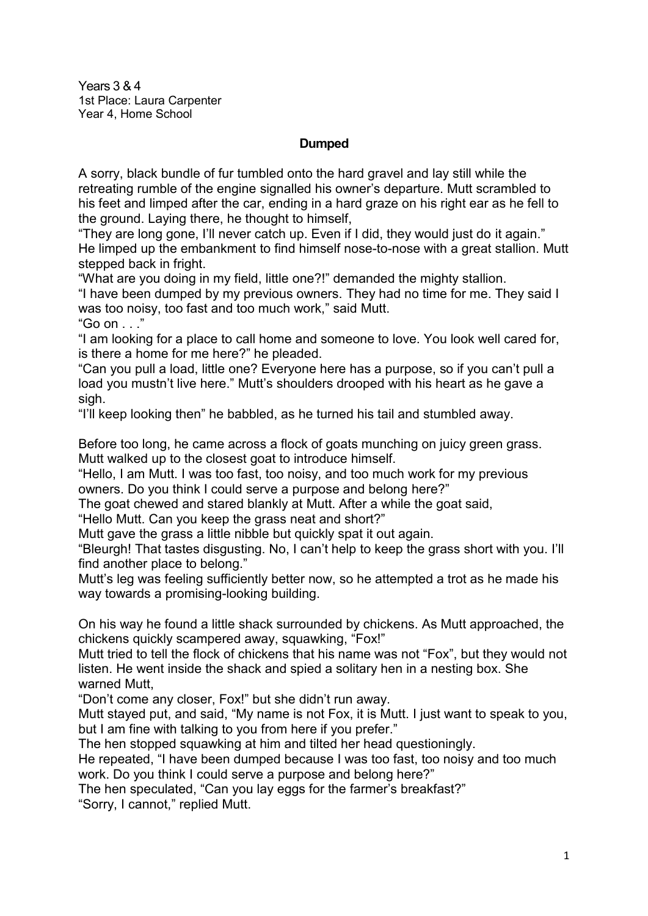Years 3 & 4
1st Place: Laura Carpenter
Year 4, Home School

**Dumped**

A sorry, black bundle of fur tumbled onto the hard gravel and lay still while the retreating rumble of the engine signalled his owner's departure. Mutt scrambled to his feet and limped after the car, ending in a hard graze on his right ear as he fell to the ground. Laying there, he thought to himself,
"They are long gone, I'll never catch up. Even if I did, they would just do it again."
He limped up the embankment to find himself nose-to-nose with a great stallion. Mutt stepped back in fright.
"What are you doing in my field, little one?!" demanded the mighty stallion.
"I have been dumped by my previous owners. They had no time for me. They said I was too noisy, too fast and too much work," said Mutt.
"Go on . . ."
"I am looking for a place to call home and someone to love. You look well cared for, is there a home for me here?" he pleaded.
"Can you pull a load, little one? Everyone here has a purpose, so if you can't pull a load you mustn't live here." Mutt's shoulders drooped with his heart as he gave a sigh.
"I'll keep looking then" he babbled, as he turned his tail and stumbled away.

Before too long, he came across a flock of goats munching on juicy green grass. Mutt walked up to the closest goat to introduce himself.
"Hello, I am Mutt. I was too fast, too noisy, and too much work for my previous owners. Do you think I could serve a purpose and belong here?"
The goat chewed and stared blankly at Mutt. After a while the goat said,
"Hello Mutt. Can you keep the grass neat and short?"
Mutt gave the grass a little nibble but quickly spat it out again.
"Bleurgh! That tastes disgusting. No, I can't help to keep the grass short with you. I'll find another place to belong."
Mutt's leg was feeling sufficiently better now, so he attempted a trot as he made his way towards a promising-looking building.

On his way he found a little shack surrounded by chickens. As Mutt approached, the chickens quickly scampered away, squawking, "Fox!"
Mutt tried to tell the flock of chickens that his name was not "Fox", but they would not listen. He went inside the shack and spied a solitary hen in a nesting box. She warned Mutt,
"Don't come any closer, Fox!" but she didn't run away.
Mutt stayed put, and said, "My name is not Fox, it is Mutt. I just want to speak to you, but I am fine with talking to you from here if you prefer."
The hen stopped squawking at him and tilted her head questioningly.
He repeated, "I have been dumped because I was too fast, too noisy and too much work. Do you think I could serve a purpose and belong here?"
The hen speculated, "Can you lay eggs for the farmer's breakfast?"
"Sorry, I cannot," replied Mutt.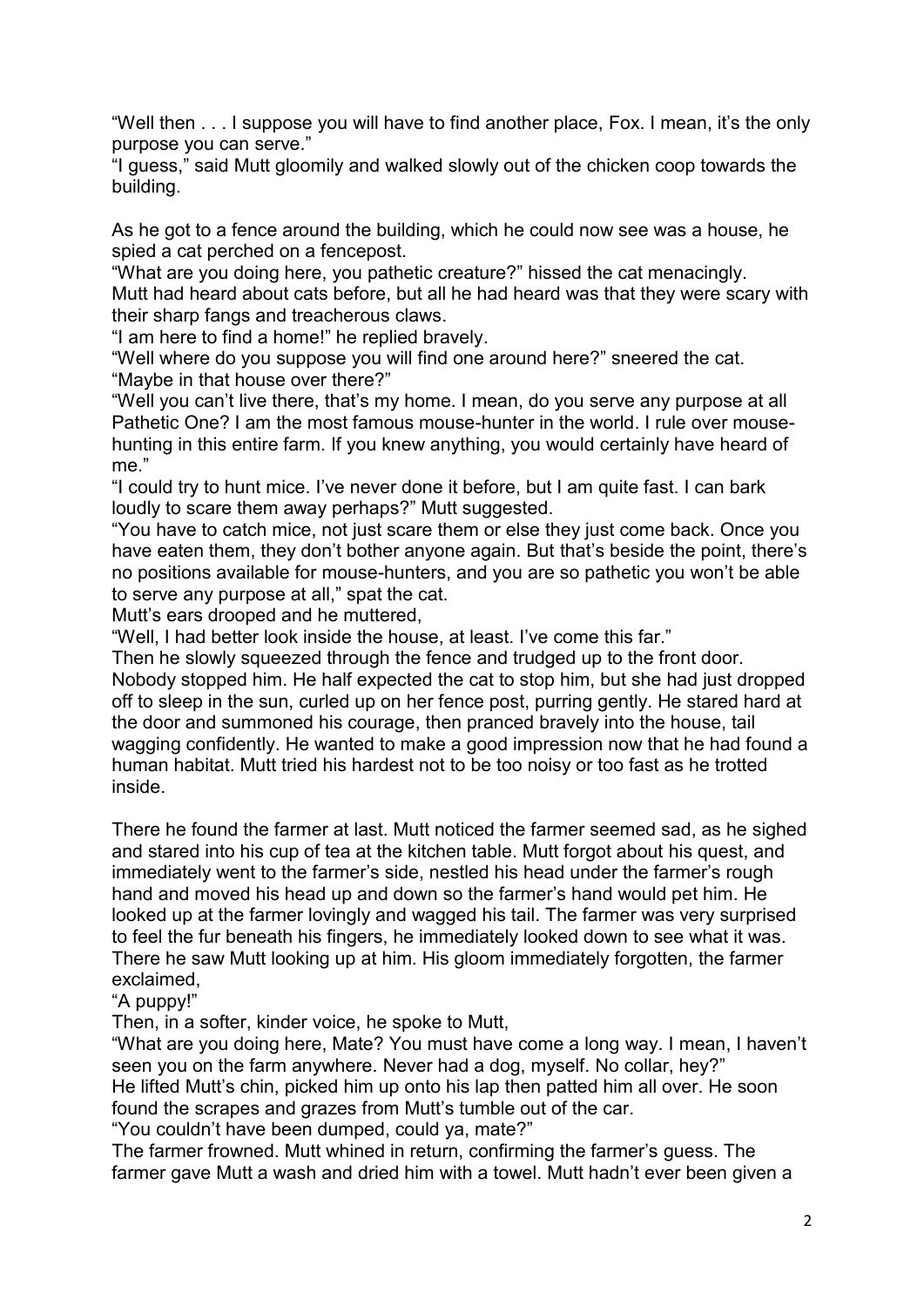"Well then . . . I suppose you will have to find another place, Fox. I mean, it's the only purpose you can serve."
"I guess," said Mutt gloomily and walked slowly out of the chicken coop towards the building.

As he got to a fence around the building, which he could now see was a house, he spied a cat perched on a fencepost.
"What are you doing here, you pathetic creature?" hissed the cat menacingly.
Mutt had heard about cats before, but all he had heard was that they were scary with their sharp fangs and treacherous claws.
"I am here to find a home!" he replied bravely.
"Well where do you suppose you will find one around here?" sneered the cat.
"Maybe in that house over there?"
"Well you can't live there, that's my home. I mean, do you serve any purpose at all Pathetic One? I am the most famous mouse-hunter in the world. I rule over mouse-hunting in this entire farm. If you knew anything, you would certainly have heard of me."
"I could try to hunt mice. I've never done it before, but I am quite fast. I can bark loudly to scare them away perhaps?" Mutt suggested.
"You have to catch mice, not just scare them or else they just come back. Once you have eaten them, they don't bother anyone again. But that's beside the point, there's no positions available for mouse-hunters, and you are so pathetic you won't be able to serve any purpose at all," spat the cat.
Mutt's ears drooped and he muttered,
"Well, I had better look inside the house, at least. I've come this far."
Then he slowly squeezed through the fence and trudged up to the front door. Nobody stopped him. He half expected the cat to stop him, but she had just dropped off to sleep in the sun, curled up on her fence post, purring gently. He stared hard at the door and summoned his courage, then pranced bravely into the house, tail wagging confidently. He wanted to make a good impression now that he had found a human habitat. Mutt tried his hardest not to be too noisy or too fast as he trotted inside.

There he found the farmer at last. Mutt noticed the farmer seemed sad, as he sighed and stared into his cup of tea at the kitchen table. Mutt forgot about his quest, and immediately went to the farmer's side, nestled his head under the farmer's rough hand and moved his head up and down so the farmer's hand would pet him. He looked up at the farmer lovingly and wagged his tail. The farmer was very surprised to feel the fur beneath his fingers, he immediately looked down to see what it was. There he saw Mutt looking up at him. His gloom immediately forgotten, the farmer exclaimed,
"A puppy!"
Then, in a softer, kinder voice, he spoke to Mutt,
"What are you doing here, Mate? You must have come a long way. I mean, I haven't seen you on the farm anywhere. Never had a dog, myself. No collar, hey?"
He lifted Mutt's chin, picked him up onto his lap then patted him all over. He soon found the scrapes and grazes from Mutt's tumble out of the car.
"You couldn't have been dumped, could ya, mate?"
The farmer frowned. Mutt whined in return, confirming the farmer's guess. The farmer gave Mutt a wash and dried him with a towel. Mutt hadn't ever been given a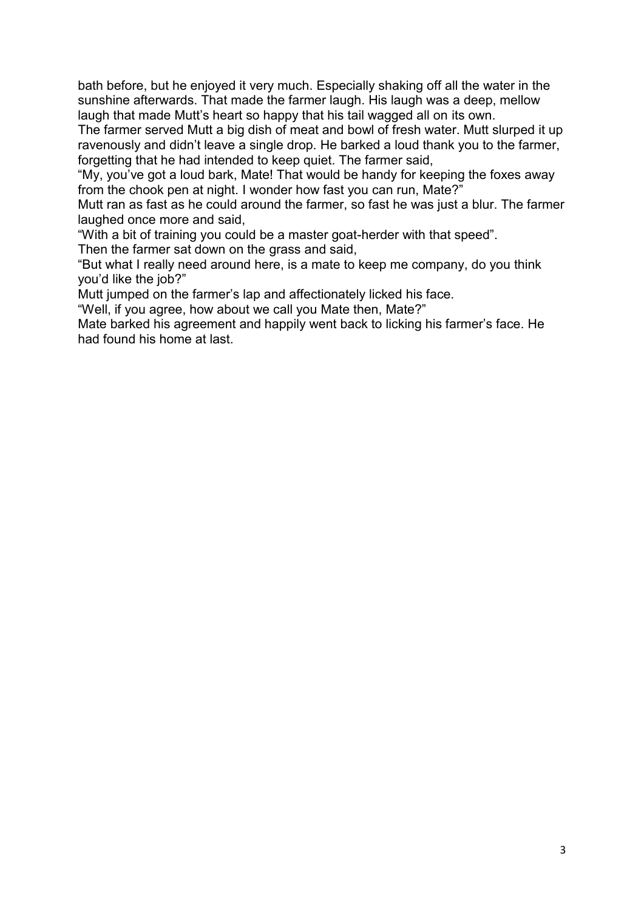bath before, but he enjoyed it very much. Especially shaking off all the water in the sunshine afterwards. That made the farmer laugh. His laugh was a deep, mellow laugh that made Mutt's heart so happy that his tail wagged all on its own.

The farmer served Mutt a big dish of meat and bowl of fresh water. Mutt slurped it up ravenously and didn't leave a single drop. He barked a loud thank you to the farmer, forgetting that he had intended to keep quiet. The farmer said,

"My, you've got a loud bark, Mate! That would be handy for keeping the foxes away from the chook pen at night. I wonder how fast you can run, Mate?"

Mutt ran as fast as he could around the farmer, so fast he was just a blur. The farmer laughed once more and said,

"With a bit of training you could be a master goat-herder with that speed".

Then the farmer sat down on the grass and said,

"But what I really need around here, is a mate to keep me company, do you think you'd like the job?"

Mutt jumped on the farmer's lap and affectionately licked his face.

"Well, if you agree, how about we call you Mate then, Mate?"

Mate barked his agreement and happily went back to licking his farmer's face. He had found his home at last.